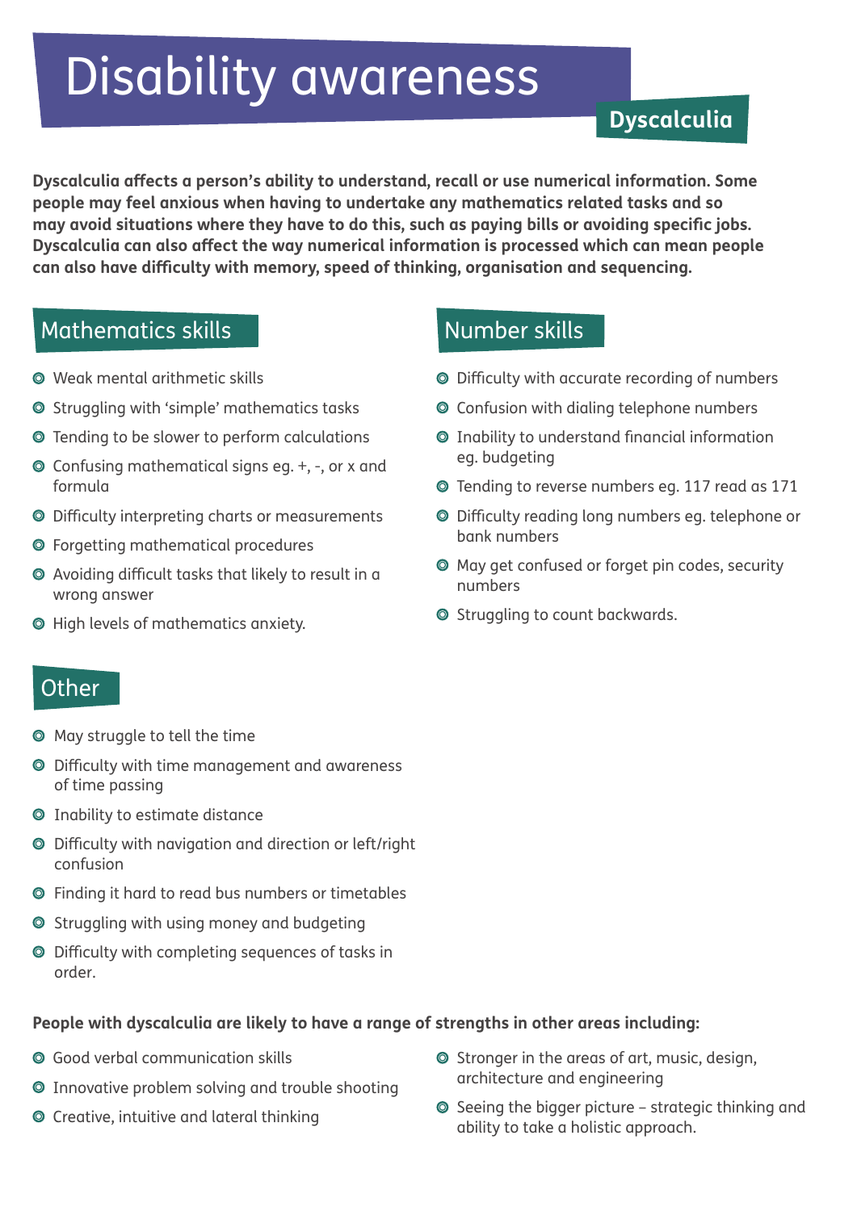# Disability awareness

## Dyscalculia

**Dyscalculia affects a person's ability to understand, recall or use numerical information. Some people may feel anxious when having to undertake any mathematics related tasks and so may avoid situations where they have to do this, such as paying bills or avoiding specific jobs. Dyscalculia can also affect the way numerical information is processed which can mean people can also have difficulty with memory, speed of thinking, organisation and sequencing.**

### Mathematics skills

- Weak mental arithmetic skills
- Struggling with 'simple' mathematics tasks
- Tending to be slower to perform calculations
- Confusing mathematical signs eg. +, -, or x and formula
- Difficulty interpreting charts or measurements
- Forgetting mathematical procedures
- Avoiding difficult tasks that likely to result in a wrong answer
- High levels of mathematics anxiety.

### Number skills

- Difficulty with accurate recording of numbers
- Confusion with dialing telephone numbers
- Inability to understand financial information eg. budgeting
- Tending to reverse numbers eg. 117 read as 171
- Difficulty reading long numbers eg. telephone or bank numbers
- May get confused or forget pin codes, security numbers
- Struggling to count backwards.

### Other

- May struggle to tell the time
- Difficulty with time management and awareness of time passing
- Inability to estimate distance
- Difficulty with navigation and direction or left/right confusion
- Finding it hard to read bus numbers or timetables
- Struggling with using money and budgeting
- Difficulty with completing sequences of tasks in order.

**People with dyscalculia are likely to have a range of strengths in other areas including:**

- Good verbal communication skills
- Innovative problem solving and trouble shooting
- Creative, intuitive and lateral thinking
- Stronger in the areas of art, music, design, architecture and engineering
- Seeing the bigger picture – strategic thinking and ability to take a holistic approach.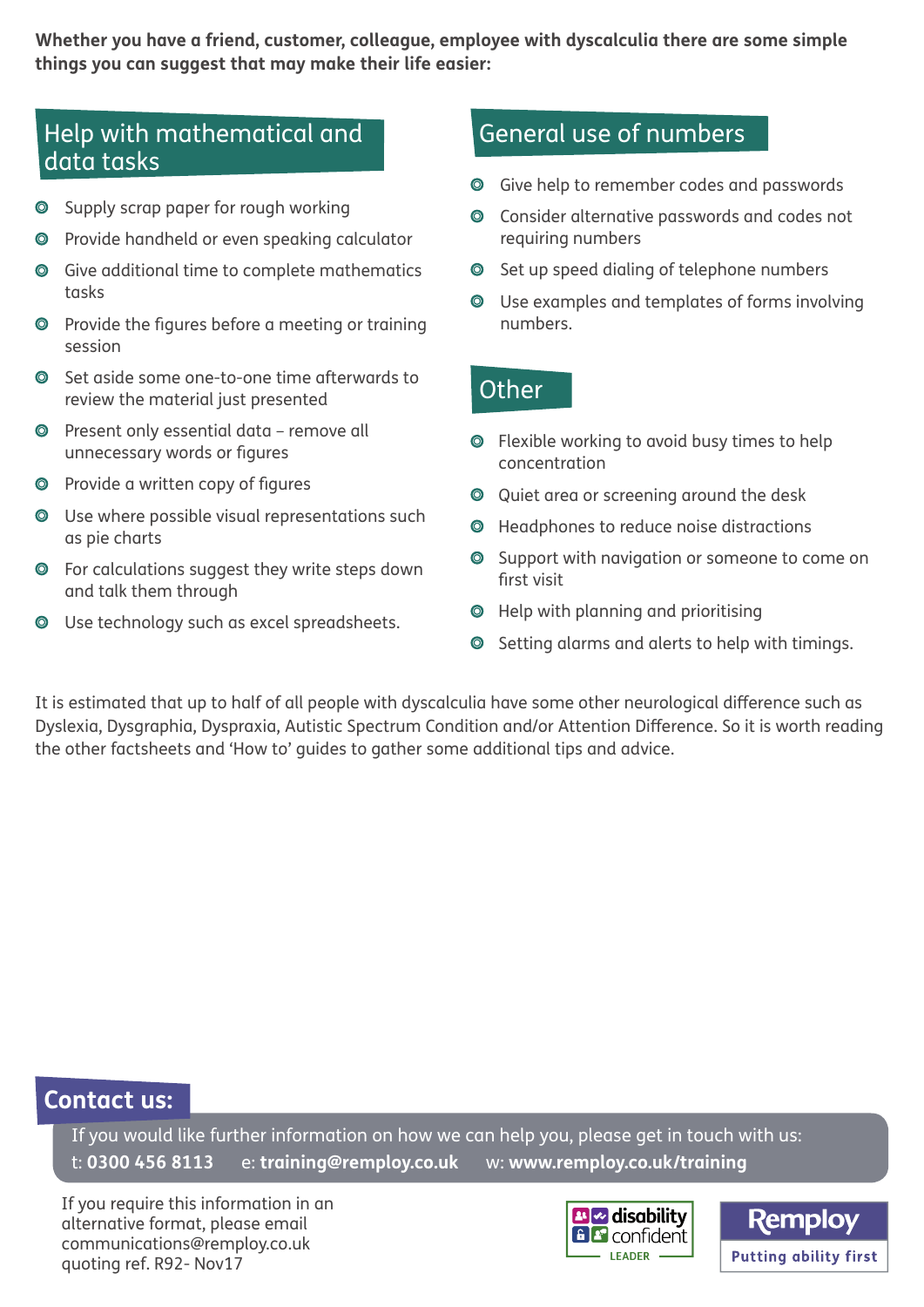**Whether you have a friend, customer, colleague, employee with dyscalculia there are some simple things you can suggest that may make their life easier:**

## Help with mathematical and data tasks

- Supply scrap paper for rough working
- Provide handheld or even speaking calculator
- Give additional time to complete mathematics tasks
- Provide the figures before a meeting or training session
- Set aside some one-to-one time afterwards to review the material just presented
- Present only essential data – remove all unnecessary words or figures
- Provide a written copy of figures
- Use where possible visual representations such as pie charts
- For calculations suggest they write steps down and talk them through
- Use technology such as excel spreadsheets.

## General use of numbers

- Give help to remember codes and passwords
- Consider alternative passwords and codes not requiring numbers
- Set up speed dialing of telephone numbers
- Use examples and templates of forms involving numbers.

## Other

- Flexible working to avoid busy times to help concentration
- Quiet area or screening around the desk
- Headphones to reduce noise distractions
- Support with navigation or someone to come on first visit
- Help with planning and prioritising
- Setting alarms and alerts to help with timings.

It is estimated that up to half of all people with dyscalculia have some other neurological difference such as Dyslexia, Dysgraphia, Dyspraxia, Autistic Spectrum Condition and/or Attention Difference. So it is worth reading the other factsheets and 'How to' guides to gather some additional tips and advice.

## Contact us:

If you would like further information on how we can help you, please get in touch with us:
t: **0300 456 8113** e: **training@remploy.co.uk** w: **www.remploy.co.uk/training**

If you require this information in an alternative format, please email communications@remploy.co.uk quoting ref. R92- Nov17

disability confident LEADER

Remploy
Putting ability first